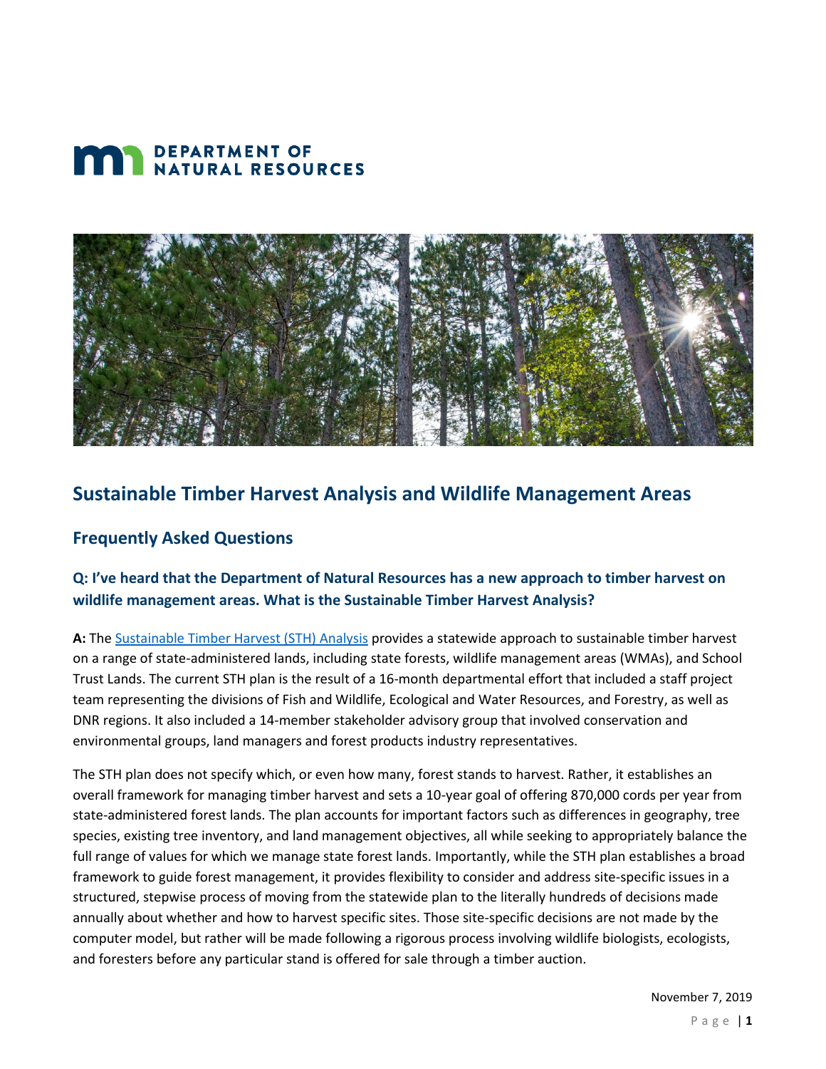# Sustainable Timber Harvest Analysis and Wildlife Management Areas

## Frequently Asked Questions

### Q: I've heard that the Department of Natural Resources has a new approach to timber harvest on wildlife management areas. What is the Sustainable Timber Harvest Analysis?

**A:** The Sustainable Timber Harvest (STH) Analysis provides a statewide approach to sustainable timber harvest on a range of state-administered lands, including state forests, wildlife management areas (WMAs), and School Trust Lands. The current STH plan is the result of a 16-month departmental effort that included a staff project team representing the divisions of Fish and Wildlife, Ecological and Water Resources, and Forestry, as well as DNR regions. It also included a 14-member stakeholder advisory group that involved conservation and environmental groups, land managers and forest products industry representatives.

The STH plan does not specify which, or even how many, forest stands to harvest. Rather, it establishes an overall framework for managing timber harvest and sets a 10-year goal of offering 870,000 cords per year from state-administered forest lands. The plan accounts for important factors such as differences in geography, tree species, existing tree inventory, and land management objectives, all while seeking to appropriately balance the full range of values for which we manage state forest lands. Importantly, while the STH plan establishes a broad framework to guide forest management, it provides flexibility to consider and address site-specific issues in a structured, stepwise process of moving from the statewide plan to the literally hundreds of decisions made annually about whether and how to harvest specific sites. Those site-specific decisions are not made by the computer model, but rather will be made following a rigorous process involving wildlife biologists, ecologists, and foresters before any particular stand is offered for sale through a timber auction.

November 7, 2019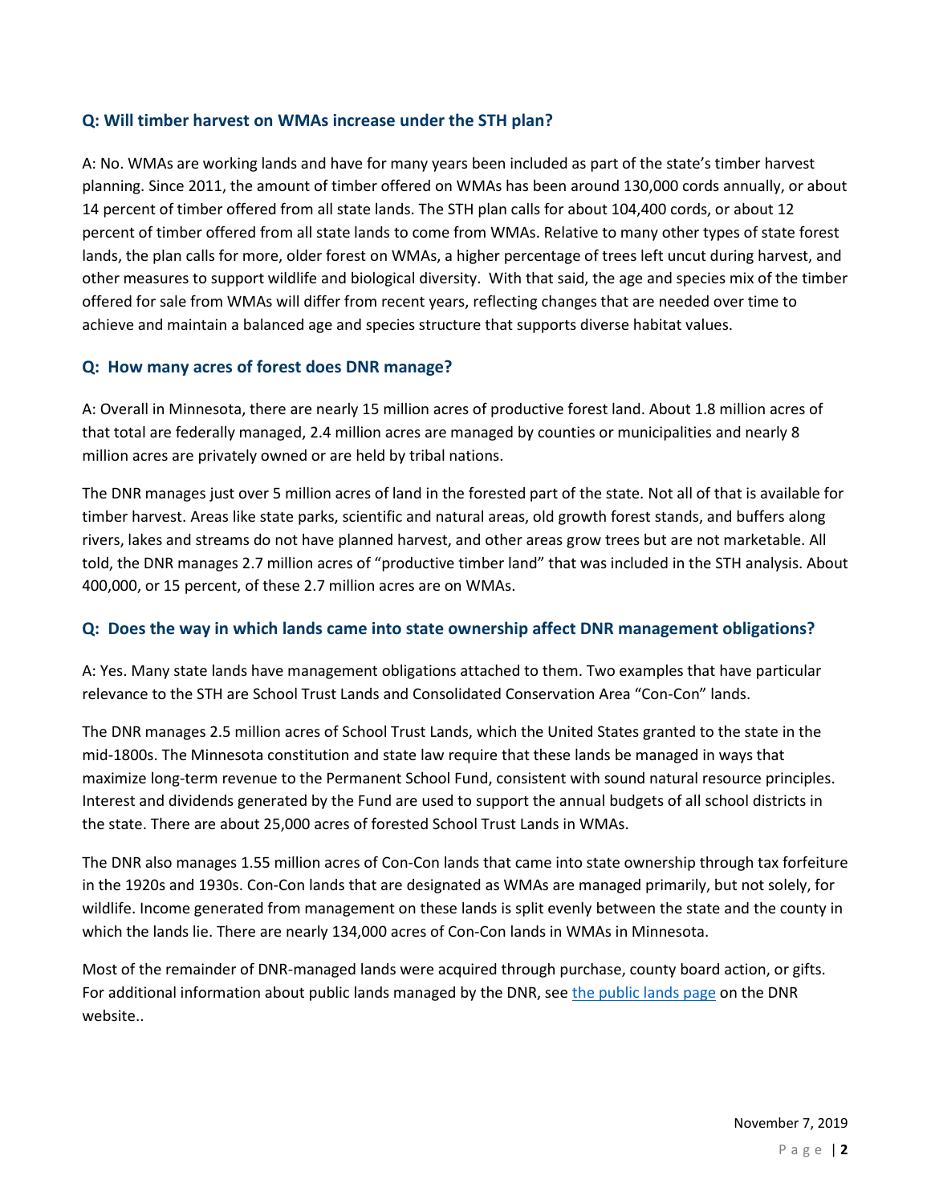### Q: Will timber harvest on WMAs increase under the STH plan?

A: No. WMAs are working lands and have for many years been included as part of the state's timber harvest planning. Since 2011, the amount of timber offered on WMAs has been around 130,000 cords annually, or about 14 percent of timber offered from all state lands. The STH plan calls for about 104,400 cords, or about 12 percent of timber offered from all state lands to come from WMAs. Relative to many other types of state forest lands, the plan calls for more, older forest on WMAs, a higher percentage of trees left uncut during harvest, and other measures to support wildlife and biological diversity. With that said, the age and species mix of the timber offered for sale from WMAs will differ from recent years, reflecting changes that are needed over time to achieve and maintain a balanced age and species structure that supports diverse habitat values.

### Q: How many acres of forest does DNR manage?

A: Overall in Minnesota, there are nearly 15 million acres of productive forest land. About 1.8 million acres of that total are federally managed, 2.4 million acres are managed by counties or municipalities and nearly 8 million acres are privately owned or are held by tribal nations.

The DNR manages just over 5 million acres of land in the forested part of the state. Not all of that is available for timber harvest. Areas like state parks, scientific and natural areas, old growth forest stands, and buffers along rivers, lakes and streams do not have planned harvest, and other areas grow trees but are not marketable. All told, the DNR manages 2.7 million acres of "productive timber land" that was included in the STH analysis. About 400,000, or 15 percent, of these 2.7 million acres are on WMAs.

### Q: Does the way in which lands came into state ownership affect DNR management obligations?

A: Yes. Many state lands have management obligations attached to them. Two examples that have particular relevance to the STH are School Trust Lands and Consolidated Conservation Area "Con-Con" lands.

The DNR manages 2.5 million acres of School Trust Lands, which the United States granted to the state in the mid-1800s. The Minnesota constitution and state law require that these lands be managed in ways that maximize long-term revenue to the Permanent School Fund, consistent with sound natural resource principles. Interest and dividends generated by the Fund are used to support the annual budgets of all school districts in the state. There are about 25,000 acres of forested School Trust Lands in WMAs.

The DNR also manages 1.55 million acres of Con-Con lands that came into state ownership through tax forfeiture in the 1920s and 1930s. Con-Con lands that are designated as WMAs are managed primarily, but not solely, for wildlife. Income generated from management on these lands is split evenly between the state and the county in which the lands lie. There are nearly 134,000 acres of Con-Con lands in WMAs in Minnesota.

Most of the remainder of DNR-managed lands were acquired through purchase, county board action, or gifts. For additional information about public lands managed by the DNR, see [the public lands page]() on the DNR website..

November 7, 2019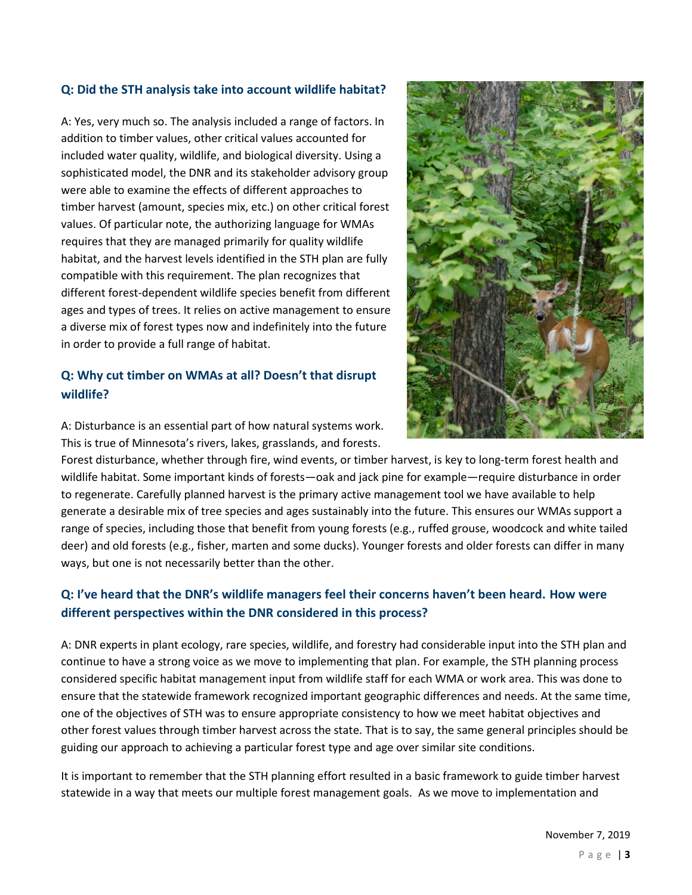### Q: Did the STH analysis take into account wildlife habitat?

A: Yes, very much so. The analysis included a range of factors. In addition to timber values, other critical values accounted for included water quality, wildlife, and biological diversity. Using a sophisticated model, the DNR and its stakeholder advisory group were able to examine the effects of different approaches to timber harvest (amount, species mix, etc.) on other critical forest values. Of particular note, the authorizing language for WMAs requires that they are managed primarily for quality wildlife habitat, and the harvest levels identified in the STH plan are fully compatible with this requirement. The plan recognizes that different forest-dependent wildlife species benefit from different ages and types of trees. It relies on active management to ensure a diverse mix of forest types now and indefinitely into the future in order to provide a full range of habitat.

### Q: Why cut timber on WMAs at all? Doesn't that disrupt wildlife?

A: Disturbance is an essential part of how natural systems work. This is true of Minnesota's rivers, lakes, grasslands, and forests. Forest disturbance, whether through fire, wind events, or timber harvest, is key to long-term forest health and wildlife habitat. Some important kinds of forests—oak and jack pine for example—require disturbance in order to regenerate. Carefully planned harvest is the primary active management tool we have available to help generate a desirable mix of tree species and ages sustainably into the future. This ensures our WMAs support a range of species, including those that benefit from young forests (e.g., ruffed grouse, woodcock and white tailed deer) and old forests (e.g., fisher, marten and some ducks). Younger forests and older forests can differ in many ways, but one is not necessarily better than the other.

### Q: I've heard that the DNR's wildlife managers feel their concerns haven't been heard. How were different perspectives within the DNR considered in this process?

A: DNR experts in plant ecology, rare species, wildlife, and forestry had considerable input into the STH plan and continue to have a strong voice as we move to implementing that plan. For example, the STH planning process considered specific habitat management input from wildlife staff for each WMA or work area. This was done to ensure that the statewide framework recognized important geographic differences and needs. At the same time, one of the objectives of STH was to ensure appropriate consistency to how we meet habitat objectives and other forest values through timber harvest across the state. That is to say, the same general principles should be guiding our approach to achieving a particular forest type and age over similar site conditions.

It is important to remember that the STH planning effort resulted in a basic framework to guide timber harvest statewide in a way that meets our multiple forest management goals. As we move to implementation and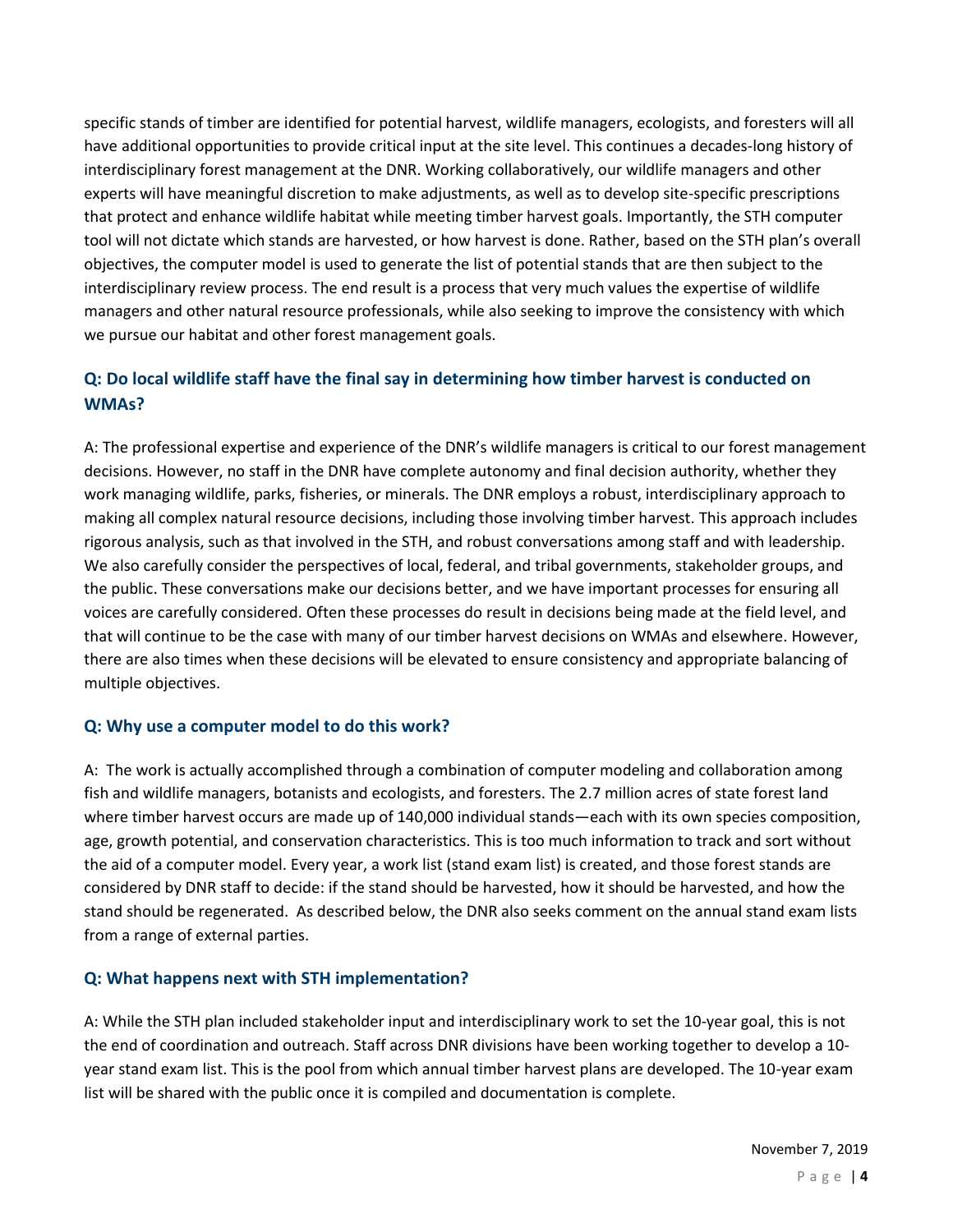specific stands of timber are identified for potential harvest, wildlife managers, ecologists, and foresters will all have additional opportunities to provide critical input at the site level. This continues a decades-long history of interdisciplinary forest management at the DNR. Working collaboratively, our wildlife managers and other experts will have meaningful discretion to make adjustments, as well as to develop site-specific prescriptions that protect and enhance wildlife habitat while meeting timber harvest goals. Importantly, the STH computer tool will not dictate which stands are harvested, or how harvest is done. Rather, based on the STH plan's overall objectives, the computer model is used to generate the list of potential stands that are then subject to the interdisciplinary review process. The end result is a process that very much values the expertise of wildlife managers and other natural resource professionals, while also seeking to improve the consistency with which we pursue our habitat and other forest management goals.

### Q: Do local wildlife staff have the final say in determining how timber harvest is conducted on WMAs?

A: The professional expertise and experience of the DNR's wildlife managers is critical to our forest management decisions. However, no staff in the DNR have complete autonomy and final decision authority, whether they work managing wildlife, parks, fisheries, or minerals. The DNR employs a robust, interdisciplinary approach to making all complex natural resource decisions, including those involving timber harvest. This approach includes rigorous analysis, such as that involved in the STH, and robust conversations among staff and with leadership. We also carefully consider the perspectives of local, federal, and tribal governments, stakeholder groups, and the public. These conversations make our decisions better, and we have important processes for ensuring all voices are carefully considered. Often these processes do result in decisions being made at the field level, and that will continue to be the case with many of our timber harvest decisions on WMAs and elsewhere. However, there are also times when these decisions will be elevated to ensure consistency and appropriate balancing of multiple objectives.

### Q: Why use a computer model to do this work?

A: The work is actually accomplished through a combination of computer modeling and collaboration among fish and wildlife managers, botanists and ecologists, and foresters. The 2.7 million acres of state forest land where timber harvest occurs are made up of 140,000 individual stands—each with its own species composition, age, growth potential, and conservation characteristics. This is too much information to track and sort without the aid of a computer model. Every year, a work list (stand exam list) is created, and those forest stands are considered by DNR staff to decide: if the stand should be harvested, how it should be harvested, and how the stand should be regenerated. As described below, the DNR also seeks comment on the annual stand exam lists from a range of external parties.

### Q: What happens next with STH implementation?

A: While the STH plan included stakeholder input and interdisciplinary work to set the 10-year goal, this is not the end of coordination and outreach. Staff across DNR divisions have been working together to develop a 10-year stand exam list. This is the pool from which annual timber harvest plans are developed. The 10-year exam list will be shared with the public once it is compiled and documentation is complete.

November 7, 2019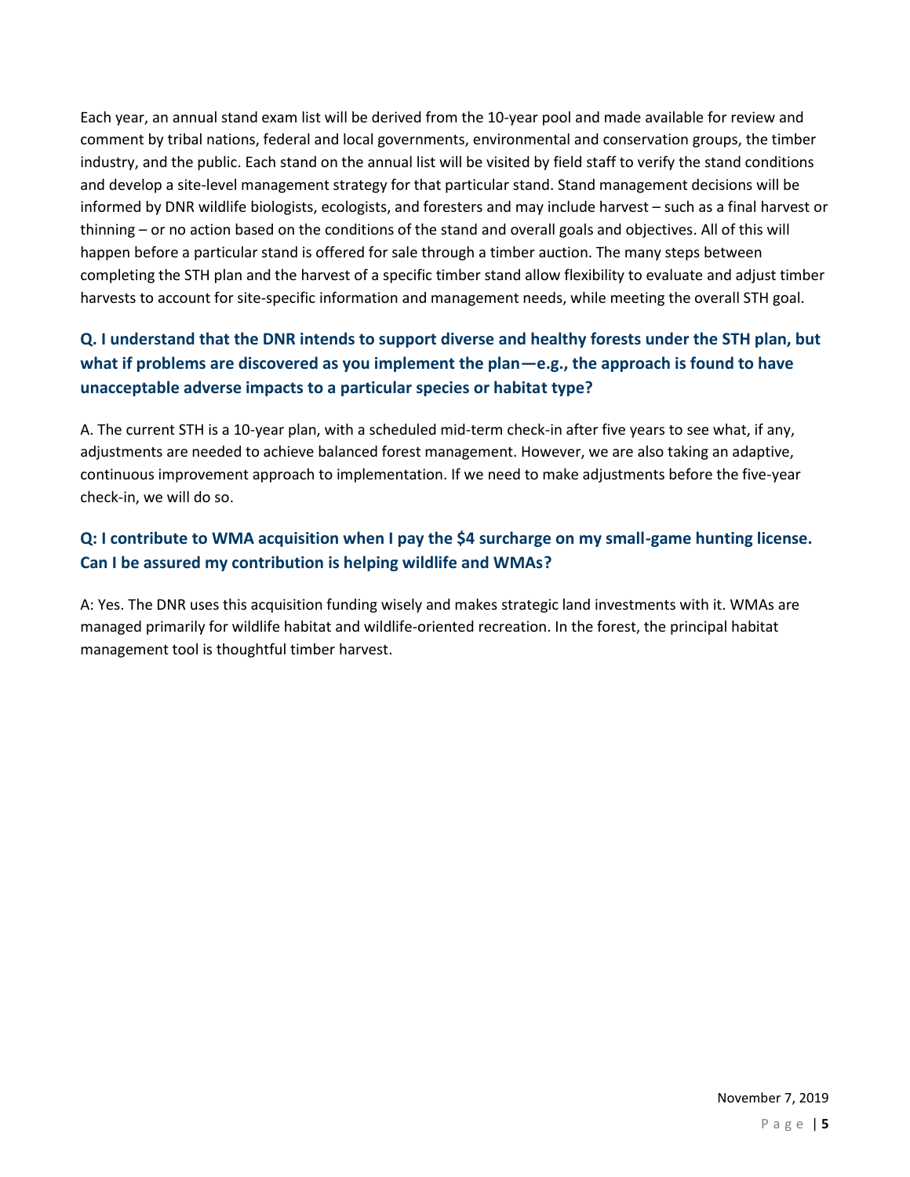Each year, an annual stand exam list will be derived from the 10-year pool and made available for review and comment by tribal nations, federal and local governments, environmental and conservation groups, the timber industry, and the public. Each stand on the annual list will be visited by field staff to verify the stand conditions and develop a site-level management strategy for that particular stand. Stand management decisions will be informed by DNR wildlife biologists, ecologists, and foresters and may include harvest – such as a final harvest or thinning – or no action based on the conditions of the stand and overall goals and objectives. All of this will happen before a particular stand is offered for sale through a timber auction. The many steps between completing the STH plan and the harvest of a specific timber stand allow flexibility to evaluate and adjust timber harvests to account for site-specific information and management needs, while meeting the overall STH goal.

### Q. I understand that the DNR intends to support diverse and healthy forests under the STH plan, but what if problems are discovered as you implement the plan—e.g., the approach is found to have unacceptable adverse impacts to a particular species or habitat type?

A. The current STH is a 10-year plan, with a scheduled mid-term check-in after five years to see what, if any, adjustments are needed to achieve balanced forest management. However, we are also taking an adaptive, continuous improvement approach to implementation. If we need to make adjustments before the five-year check-in, we will do so.

### Q: I contribute to WMA acquisition when I pay the $4 surcharge on my small-game hunting license. Can I be assured my contribution is helping wildlife and WMAs?

A: Yes. The DNR uses this acquisition funding wisely and makes strategic land investments with it. WMAs are managed primarily for wildlife habitat and wildlife-oriented recreation. In the forest, the principal habitat management tool is thoughtful timber harvest.

November 7, 2019